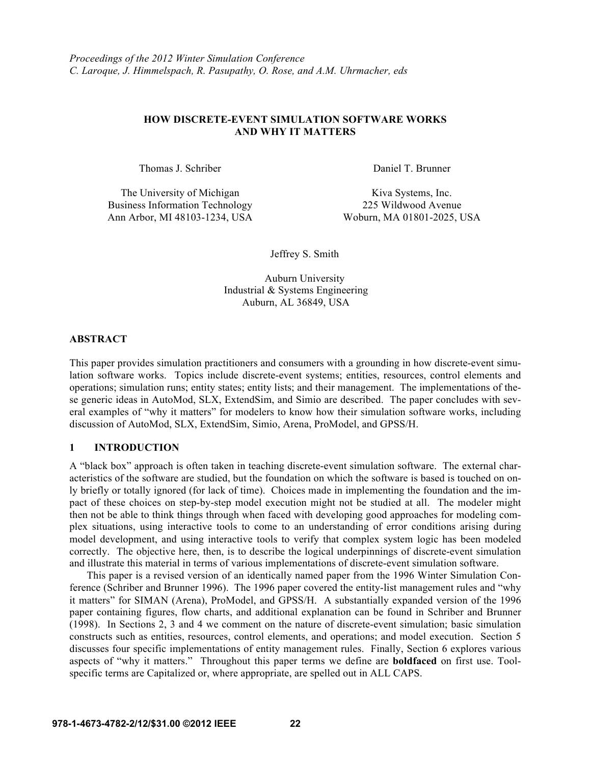*Proceedings of the 2012 Winter Simulation Conference*
*C. Laroque, J. Himmelspach, R. Pasupathy, O. Rose, and A.M. Uhrmacher, eds*

# HOW DISCRETE-EVENT SIMULATION SOFTWARE WORKS AND WHY IT MATTERS

Thomas J. Schriber
The University of Michigan
Business Information Technology
Ann Arbor, MI 48103-1234, USA

Daniel T. Brunner
Kiva Systems, Inc.
225 Wildwood Avenue
Woburn, MA 01801-2025, USA

Jeffrey S. Smith
Auburn University
Industrial & Systems Engineering
Auburn, AL 36849, USA

## ABSTRACT

This paper provides simulation practitioners and consumers with a grounding in how discrete-event simulation software works. Topics include discrete-event systems; entities, resources, control elements and operations; simulation runs; entity states; entity lists; and their management. The implementations of these generic ideas in AutoMod, SLX, ExtendSim, and Simio are described. The paper concludes with several examples of "why it matters" for modelers to know how their simulation software works, including discussion of AutoMod, SLX, ExtendSim, Simio, Arena, ProModel, and GPSS/H.

## 1 INTRODUCTION

A "black box" approach is often taken in teaching discrete-event simulation software. The external characteristics of the software are studied, but the foundation on which the software is based is touched on only briefly or totally ignored (for lack of time). Choices made in implementing the foundation and the impact of these choices on step-by-step model execution might not be studied at all. The modeler might then not be able to think things through when faced with developing good approaches for modeling complex situations, using interactive tools to come to an understanding of error conditions arising during model development, and using interactive tools to verify that complex system logic has been modeled correctly. The objective here, then, is to describe the logical underpinnings of discrete-event simulation and illustrate this material in terms of various implementations of discrete-event simulation software.

This paper is a revised version of an identically named paper from the 1996 Winter Simulation Conference (Schriber and Brunner 1996). The 1996 paper covered the entity-list management rules and "why it matters" for SIMAN (Arena), ProModel, and GPSS/H. A substantially expanded version of the 1996 paper containing figures, flow charts, and additional explanation can be found in Schriber and Brunner (1998). In Sections 2, 3 and 4 we comment on the nature of discrete-event simulation; basic simulation constructs such as entities, resources, control elements, and operations; and model execution. Section 5 discusses four specific implementations of entity management rules. Finally, Section 6 explores various aspects of "why it matters." Throughout this paper terms we define are **boldfaced** on first use. Tool-specific terms are Capitalized or, where appropriate, are spelled out in ALL CAPS.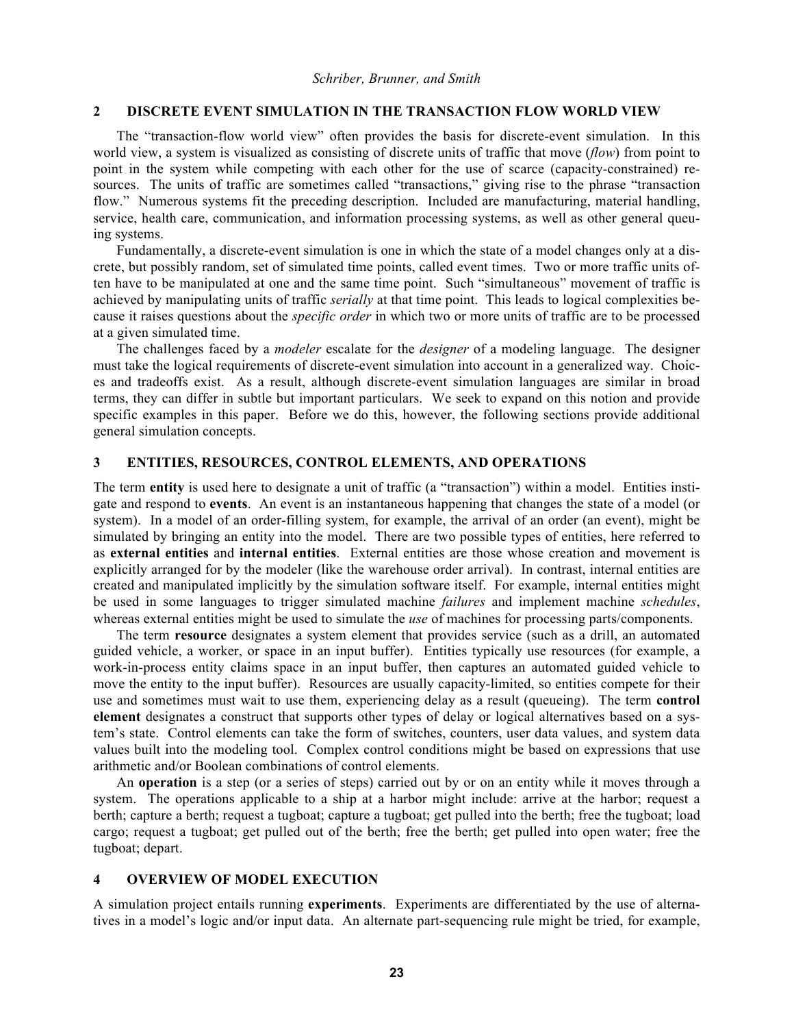## 2 DISCRETE EVENT SIMULATION IN THE TRANSACTION FLOW WORLD VIEW

The "transaction-flow world view" often provides the basis for discrete-event simulation. In this world view, a system is visualized as consisting of discrete units of traffic that move (*flow*) from point to point in the system while competing with each other for the use of scarce (capacity-constrained) resources. The units of traffic are sometimes called "transactions," giving rise to the phrase "transaction flow." Numerous systems fit the preceding description. Included are manufacturing, material handling, service, health care, communication, and information processing systems, as well as other general queuing systems.

Fundamentally, a discrete-event simulation is one in which the state of a model changes only at a discrete, but possibly random, set of simulated time points, called event times. Two or more traffic units often have to be manipulated at one and the same time point. Such "simultaneous" movement of traffic is achieved by manipulating units of traffic *serially* at that time point. This leads to logical complexities because it raises questions about the *specific order* in which two or more units of traffic are to be processed at a given simulated time.

The challenges faced by a *modeler* escalate for the *designer* of a modeling language. The designer must take the logical requirements of discrete-event simulation into account in a generalized way. Choices and tradeoffs exist. As a result, although discrete-event simulation languages are similar in broad terms, they can differ in subtle but important particulars. We seek to expand on this notion and provide specific examples in this paper. Before we do this, however, the following sections provide additional general simulation concepts.

## 3 ENTITIES, RESOURCES, CONTROL ELEMENTS, AND OPERATIONS

The term **entity** is used here to designate a unit of traffic (a "transaction") within a model. Entities instigate and respond to **events**. An event is an instantaneous happening that changes the state of a model (or system). In a model of an order-filling system, for example, the arrival of an order (an event), might be simulated by bringing an entity into the model. There are two possible types of entities, here referred to as **external entities** and **internal entities**. External entities are those whose creation and movement is explicitly arranged for by the modeler (like the warehouse order arrival). In contrast, internal entities are created and manipulated implicitly by the simulation software itself. For example, internal entities might be used in some languages to trigger simulated machine *failures* and implement machine *schedules*, whereas external entities might be used to simulate the *use* of machines for processing parts/components.

The term **resource** designates a system element that provides service (such as a drill, an automated guided vehicle, a worker, or space in an input buffer). Entities typically use resources (for example, a work-in-process entity claims space in an input buffer, then captures an automated guided vehicle to move the entity to the input buffer). Resources are usually capacity-limited, so entities compete for their use and sometimes must wait to use them, experiencing delay as a result (queueing). The term **control element** designates a construct that supports other types of delay or logical alternatives based on a system's state. Control elements can take the form of switches, counters, user data values, and system data values built into the modeling tool. Complex control conditions might be based on expressions that use arithmetic and/or Boolean combinations of control elements.

An **operation** is a step (or a series of steps) carried out by or on an entity while it moves through a system. The operations applicable to a ship at a harbor might include: arrive at the harbor; request a berth; capture a berth; request a tugboat; capture a tugboat; get pulled into the berth; free the tugboat; load cargo; request a tugboat; get pulled out of the berth; free the berth; get pulled into open water; free the tugboat; depart.

## 4 OVERVIEW OF MODEL EXECUTION

A simulation project entails running **experiments**. Experiments are differentiated by the use of alternatives in a model's logic and/or input data. An alternate part-sequencing rule might be tried, for example,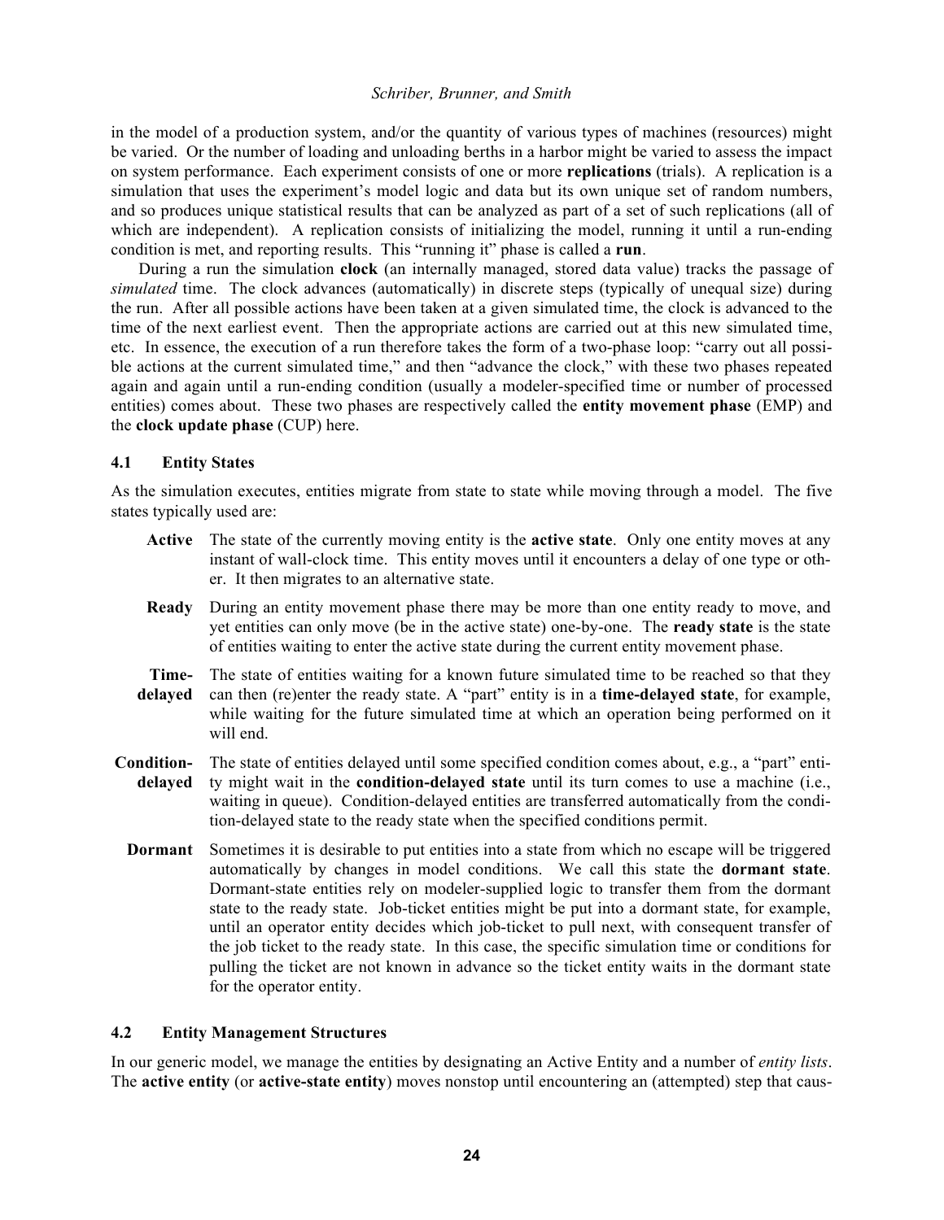in the model of a production system, and/or the quantity of various types of machines (resources) might be varied. Or the number of loading and unloading berths in a harbor might be varied to assess the impact on system performance. Each experiment consists of one or more **replications** (trials). A replication is a simulation that uses the experiment's model logic and data but its own unique set of random numbers, and so produces unique statistical results that can be analyzed as part of a set of such replications (all of which are independent). A replication consists of initializing the model, running it until a run-ending condition is met, and reporting results. This "running it" phase is called a **run**.

During a run the simulation **clock** (an internally managed, stored data value) tracks the passage of *simulated* time. The clock advances (automatically) in discrete steps (typically of unequal size) during the run. After all possible actions have been taken at a given simulated time, the clock is advanced to the time of the next earliest event. Then the appropriate actions are carried out at this new simulated time, etc. In essence, the execution of a run therefore takes the form of a two-phase loop: "carry out all possible actions at the current simulated time," and then "advance the clock," with these two phases repeated again and again until a run-ending condition (usually a modeler-specified time or number of processed entities) comes about. These two phases are respectively called the **entity movement phase** (EMP) and the **clock update phase** (CUP) here.

### 4.1 Entity States

As the simulation executes, entities migrate from state to state while moving through a model. The five states typically used are:

- **Active** The state of the currently moving entity is the **active state**. Only one entity moves at any instant of wall-clock time. This entity moves until it encounters a delay of one type or other. It then migrates to an alternative state.
- **Ready** During an entity movement phase there may be more than one entity ready to move, and yet entities can only move (be in the active state) one-by-one. The **ready state** is the state of entities waiting to enter the active state during the current entity movement phase.
- **Time-delayed** The state of entities waiting for a known future simulated time to be reached so that they can then (re)enter the ready state. A "part" entity is in a **time-delayed state**, for example, while waiting for the future simulated time at which an operation being performed on it will end.
- **Condition-delayed** The state of entities delayed until some specified condition comes about, e.g., a "part" entity might wait in the **condition-delayed state** until its turn comes to use a machine (i.e., waiting in queue). Condition-delayed entities are transferred automatically from the condition-delayed state to the ready state when the specified conditions permit.
- **Dormant** Sometimes it is desirable to put entities into a state from which no escape will be triggered automatically by changes in model conditions. We call this state the **dormant state**. Dormant-state entities rely on modeler-supplied logic to transfer them from the dormant state to the ready state. Job-ticket entities might be put into a dormant state, for example, until an operator entity decides which job-ticket to pull next, with consequent transfer of the job ticket to the ready state. In this case, the specific simulation time or conditions for pulling the ticket are not known in advance so the ticket entity waits in the dormant state for the operator entity.

### 4.2 Entity Management Structures

In our generic model, we manage the entities by designating an Active Entity and a number of *entity lists*. The **active entity** (or **active-state entity**) moves nonstop until encountering an (attempted) step that caus-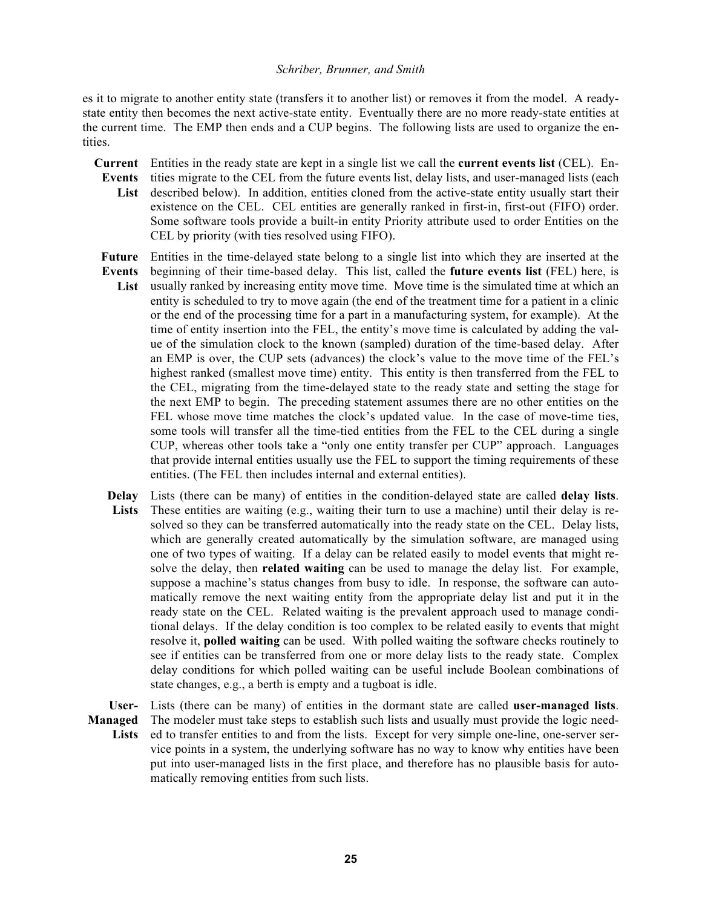es it to migrate to another entity state (transfers it to another list) or removes it from the model. A ready-state entity then becomes the next active-state entity. Eventually there are no more ready-state entities at the current time. The EMP then ends and a CUP begins. The following lists are used to organize the entities.

**Current Events List** Entities in the ready state are kept in a single list we call the **current events list** (CEL). Entities migrate to the CEL from the future events list, delay lists, and user-managed lists (each described below). In addition, entities cloned from the active-state entity usually start their existence on the CEL. CEL entities are generally ranked in first-in, first-out (FIFO) order. Some software tools provide a built-in entity Priority attribute used to order Entities on the CEL by priority (with ties resolved using FIFO).

**Future Events List** Entities in the time-delayed state belong to a single list into which they are inserted at the beginning of their time-based delay. This list, called the **future events list** (FEL) here, is usually ranked by increasing entity move time. Move time is the simulated time at which an entity is scheduled to try to move again (the end of the treatment time for a patient in a clinic or the end of the processing time for a part in a manufacturing system, for example). At the time of entity insertion into the FEL, the entity's move time is calculated by adding the value of the simulation clock to the known (sampled) duration of the time-based delay. After an EMP is over, the CUP sets (advances) the clock's value to the move time of the FEL's highest ranked (smallest move time) entity. This entity is then transferred from the FEL to the CEL, migrating from the time-delayed state to the ready state and setting the stage for the next EMP to begin. The preceding statement assumes there are no other entities on the FEL whose move time matches the clock's updated value. In the case of move-time ties, some tools will transfer all the time-tied entities from the FEL to the CEL during a single CUP, whereas other tools take a "only one entity transfer per CUP" approach. Languages that provide internal entities usually use the FEL to support the timing requirements of these entities. (The FEL then includes internal and external entities).

**Delay Lists** Lists (there can be many) of entities in the condition-delayed state are called **delay lists**. These entities are waiting (e.g., waiting their turn to use a machine) until their delay is resolved so they can be transferred automatically into the ready state on the CEL. Delay lists, which are generally created automatically by the simulation software, are managed using one of two types of waiting. If a delay can be related easily to model events that might resolve the delay, then **related waiting** can be used to manage the delay list. For example, suppose a machine's status changes from busy to idle. In response, the software can automatically remove the next waiting entity from the appropriate delay list and put it in the ready state on the CEL. Related waiting is the prevalent approach used to manage conditional delays. If the delay condition is too complex to be related easily to events that might resolve it, **polled waiting** can be used. With polled waiting the software checks routinely to see if entities can be transferred from one or more delay lists to the ready state. Complex delay conditions for which polled waiting can be useful include Boolean combinations of state changes, e.g., a berth is empty and a tugboat is idle.

**User-Managed Lists** Lists (there can be many) of entities in the dormant state are called **user-managed lists**. The modeler must take steps to establish such lists and usually must provide the logic needed to transfer entities to and from the lists. Except for very simple one-line, one-server service points in a system, the underlying software has no way to know why entities have been put into user-managed lists in the first place, and therefore has no plausible basis for automatically removing entities from such lists.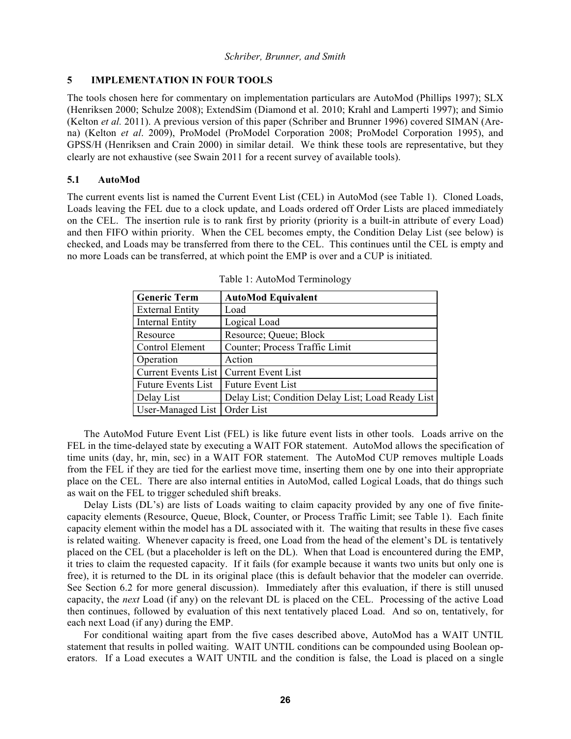## 5 IMPLEMENTATION IN FOUR TOOLS

The tools chosen here for commentary on implementation particulars are AutoMod (Phillips 1997); SLX (Henriksen 2000; Schulze 2008); ExtendSim (Diamond et al. 2010; Krahl and Lamperti 1997); and Simio (Kelton *et al.* 2011). A previous version of this paper (Schriber and Brunner 1996) covered SIMAN (Arena) (Kelton *et al*. 2009), ProModel (ProModel Corporation 2008; ProModel Corporation 1995), and GPSS/H (Henriksen and Crain 2000) in similar detail. We think these tools are representative, but they clearly are not exhaustive (see Swain 2011 for a recent survey of available tools).

### 5.1 AutoMod

The current events list is named the Current Event List (CEL) in AutoMod (see Table 1). Cloned Loads, Loads leaving the FEL due to a clock update, and Loads ordered off Order Lists are placed immediately on the CEL. The insertion rule is to rank first by priority (priority is a built-in attribute of every Load) and then FIFO within priority. When the CEL becomes empty, the Condition Delay List (see below) is checked, and Loads may be transferred from there to the CEL. This continues until the CEL is empty and no more Loads can be transferred, at which point the EMP is over and a CUP is initiated.

Table 1: AutoMod Terminology

| Generic Term | AutoMod Equivalent |
|---|---|
| External Entity | Load |
| Internal Entity | Logical Load |
| Resource | Resource; Queue; Block |
| Control Element | Counter; Process Traffic Limit |
| Operation | Action |
| Current Events List | Current Event List |
| Future Events List | Future Event List |
| Delay List | Delay List; Condition Delay List; Load Ready List |
| User-Managed List | Order List |

The AutoMod Future Event List (FEL) is like future event lists in other tools. Loads arrive on the FEL in the time-delayed state by executing a WAIT FOR statement. AutoMod allows the specification of time units (day, hr, min, sec) in a WAIT FOR statement. The AutoMod CUP removes multiple Loads from the FEL if they are tied for the earliest move time, inserting them one by one into their appropriate place on the CEL. There are also internal entities in AutoMod, called Logical Loads, that do things such as wait on the FEL to trigger scheduled shift breaks.

Delay Lists (DL's) are lists of Loads waiting to claim capacity provided by any one of five finite-capacity elements (Resource, Queue, Block, Counter, or Process Traffic Limit; see Table 1). Each finite capacity element within the model has a DL associated with it. The waiting that results in these five cases is related waiting. Whenever capacity is freed, one Load from the head of the element's DL is tentatively placed on the CEL (but a placeholder is left on the DL). When that Load is encountered during the EMP, it tries to claim the requested capacity. If it fails (for example because it wants two units but only one is free), it is returned to the DL in its original place (this is default behavior that the modeler can override. See Section 6.2 for more general discussion). Immediately after this evaluation, if there is still unused capacity, the *next* Load (if any) on the relevant DL is placed on the CEL. Processing of the active Load then continues, followed by evaluation of this next tentatively placed Load. And so on, tentatively, for each next Load (if any) during the EMP.

For conditional waiting apart from the five cases described above, AutoMod has a WAIT UNTIL statement that results in polled waiting. WAIT UNTIL conditions can be compounded using Boolean operators. If a Load executes a WAIT UNTIL and the condition is false, the Load is placed on a single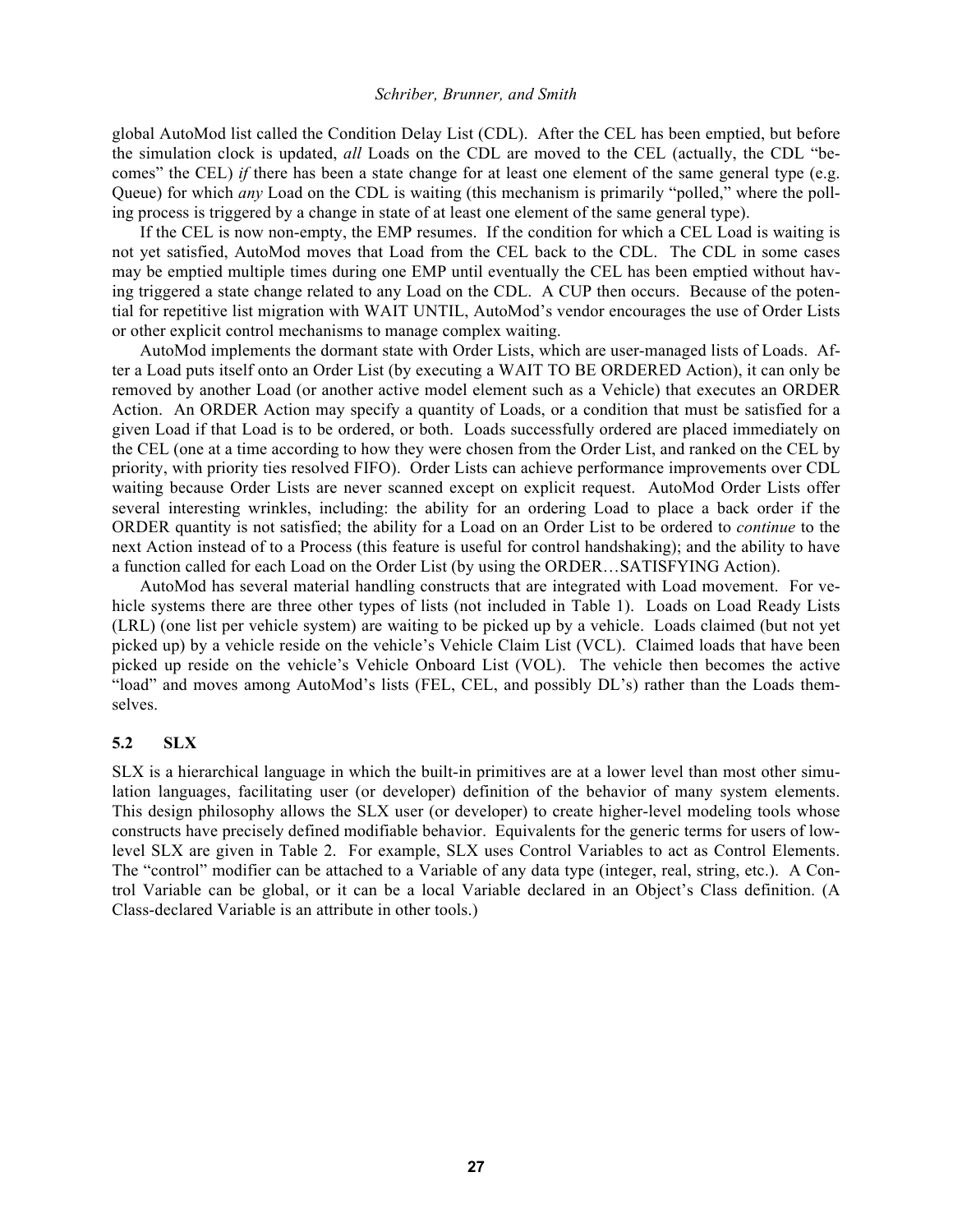global AutoMod list called the Condition Delay List (CDL). After the CEL has been emptied, but before the simulation clock is updated, *all* Loads on the CDL are moved to the CEL (actually, the CDL "becomes" the CEL) *if* there has been a state change for at least one element of the same general type (e.g. Queue) for which *any* Load on the CDL is waiting (this mechanism is primarily "polled," where the polling process is triggered by a change in state of at least one element of the same general type).

If the CEL is now non-empty, the EMP resumes. If the condition for which a CEL Load is waiting is not yet satisfied, AutoMod moves that Load from the CEL back to the CDL. The CDL in some cases may be emptied multiple times during one EMP until eventually the CEL has been emptied without having triggered a state change related to any Load on the CDL. A CUP then occurs. Because of the potential for repetitive list migration with WAIT UNTIL, AutoMod's vendor encourages the use of Order Lists or other explicit control mechanisms to manage complex waiting.

AutoMod implements the dormant state with Order Lists, which are user-managed lists of Loads. After a Load puts itself onto an Order List (by executing a WAIT TO BE ORDERED Action), it can only be removed by another Load (or another active model element such as a Vehicle) that executes an ORDER Action. An ORDER Action may specify a quantity of Loads, or a condition that must be satisfied for a given Load if that Load is to be ordered, or both. Loads successfully ordered are placed immediately on the CEL (one at a time according to how they were chosen from the Order List, and ranked on the CEL by priority, with priority ties resolved FIFO). Order Lists can achieve performance improvements over CDL waiting because Order Lists are never scanned except on explicit request. AutoMod Order Lists offer several interesting wrinkles, including: the ability for an ordering Load to place a back order if the ORDER quantity is not satisfied; the ability for a Load on an Order List to be ordered to *continue* to the next Action instead of to a Process (this feature is useful for control handshaking); and the ability to have a function called for each Load on the Order List (by using the ORDER…SATISFYING Action).

AutoMod has several material handling constructs that are integrated with Load movement. For vehicle systems there are three other types of lists (not included in Table 1). Loads on Load Ready Lists (LRL) (one list per vehicle system) are waiting to be picked up by a vehicle. Loads claimed (but not yet picked up) by a vehicle reside on the vehicle's Vehicle Claim List (VCL). Claimed loads that have been picked up reside on the vehicle's Vehicle Onboard List (VOL). The vehicle then becomes the active "load" and moves among AutoMod's lists (FEL, CEL, and possibly DL's) rather than the Loads themselves.

### 5.2 SLX

SLX is a hierarchical language in which the built-in primitives are at a lower level than most other simulation languages, facilitating user (or developer) definition of the behavior of many system elements. This design philosophy allows the SLX user (or developer) to create higher-level modeling tools whose constructs have precisely defined modifiable behavior. Equivalents for the generic terms for users of low-level SLX are given in Table 2. For example, SLX uses Control Variables to act as Control Elements. The "control" modifier can be attached to a Variable of any data type (integer, real, string, etc.). A Control Variable can be global, or it can be a local Variable declared in an Object's Class definition. (A Class-declared Variable is an attribute in other tools.)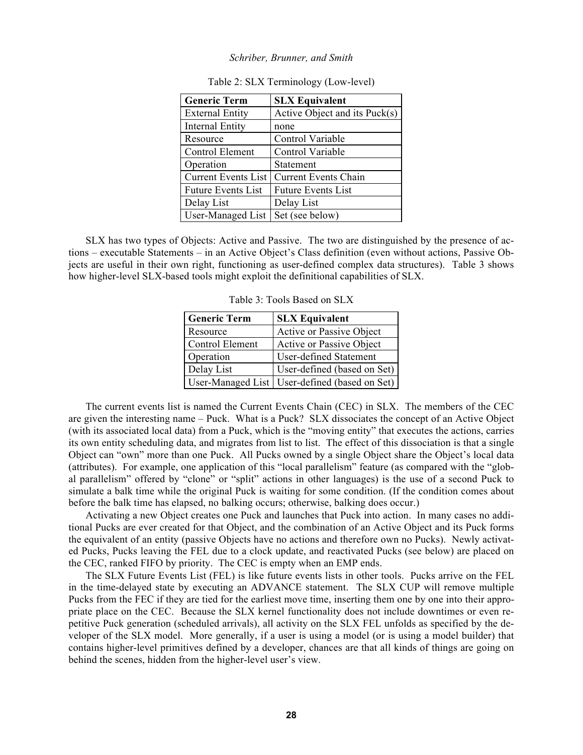Table 2: SLX Terminology (Low-level)

| Generic Term | SLX Equivalent |
|---|---|
| External Entity | Active Object and its Puck(s) |
| Internal Entity | none |
| Resource | Control Variable |
| Control Element | Control Variable |
| Operation | Statement |
| Current Events List | Current Events Chain |
| Future Events List | Future Events List |
| Delay List | Delay List |
| User-Managed List | Set (see below) |

SLX has two types of Objects: Active and Passive. The two are distinguished by the presence of actions – executable Statements – in an Active Object's Class definition (even without actions, Passive Objects are useful in their own right, functioning as user-defined complex data structures). Table 3 shows how higher-level SLX-based tools might exploit the definitional capabilities of SLX.

Table 3: Tools Based on SLX

| Generic Term | SLX Equivalent |
|---|---|
| Resource | Active or Passive Object |
| Control Element | Active or Passive Object |
| Operation | User-defined Statement |
| Delay List | User-defined (based on Set) |
| User-Managed List | User-defined (based on Set) |

The current events list is named the Current Events Chain (CEC) in SLX. The members of the CEC are given the interesting name – Puck. What is a Puck? SLX dissociates the concept of an Active Object (with its associated local data) from a Puck, which is the "moving entity" that executes the actions, carries its own entity scheduling data, and migrates from list to list. The effect of this dissociation is that a single Object can "own" more than one Puck. All Pucks owned by a single Object share the Object's local data (attributes). For example, one application of this "local parallelism" feature (as compared with the "global parallelism" offered by "clone" or "split" actions in other languages) is the use of a second Puck to simulate a balk time while the original Puck is waiting for some condition. (If the condition comes about before the balk time has elapsed, no balking occurs; otherwise, balking does occur.)

Activating a new Object creates one Puck and launches that Puck into action. In many cases no additional Pucks are ever created for that Object, and the combination of an Active Object and its Puck forms the equivalent of an entity (passive Objects have no actions and therefore own no Pucks). Newly activated Pucks, Pucks leaving the FEL due to a clock update, and reactivated Pucks (see below) are placed on the CEC, ranked FIFO by priority. The CEC is empty when an EMP ends.

The SLX Future Events List (FEL) is like future events lists in other tools. Pucks arrive on the FEL in the time-delayed state by executing an ADVANCE statement. The SLX CUP will remove multiple Pucks from the FEC if they are tied for the earliest move time, inserting them one by one into their appropriate place on the CEC. Because the SLX kernel functionality does not include downtimes or even repetitive Puck generation (scheduled arrivals), all activity on the SLX FEL unfolds as specified by the developer of the SLX model. More generally, if a user is using a model (or is using a model builder) that contains higher-level primitives defined by a developer, chances are that all kinds of things are going on behind the scenes, hidden from the higher-level user's view.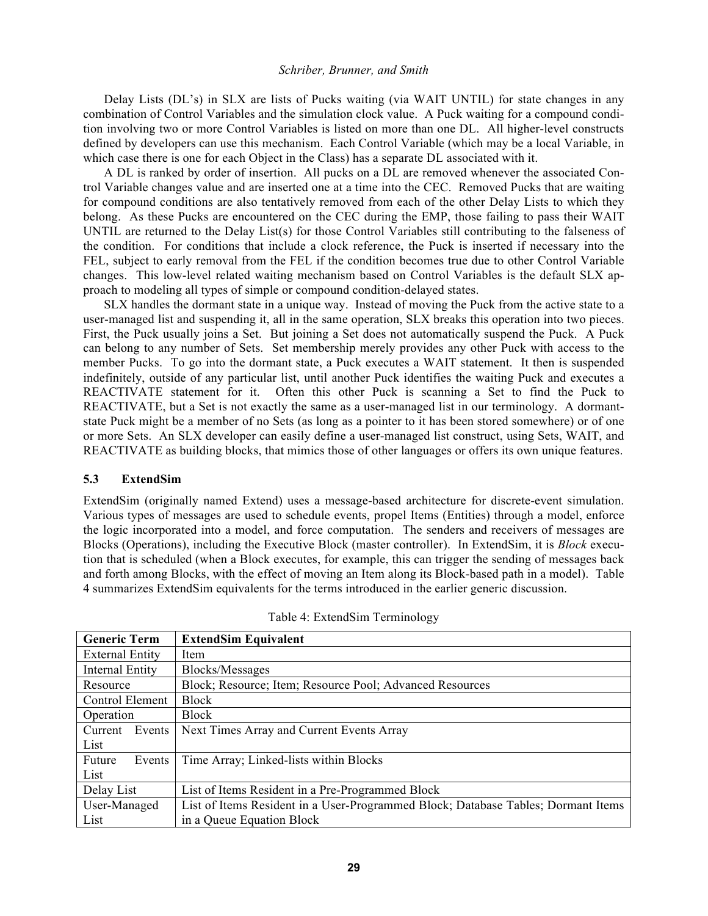Delay Lists (DL's) in SLX are lists of Pucks waiting (via WAIT UNTIL) for state changes in any combination of Control Variables and the simulation clock value. A Puck waiting for a compound condition involving two or more Control Variables is listed on more than one DL. All higher-level constructs defined by developers can use this mechanism. Each Control Variable (which may be a local Variable, in which case there is one for each Object in the Class) has a separate DL associated with it.

A DL is ranked by order of insertion. All pucks on a DL are removed whenever the associated Control Variable changes value and are inserted one at a time into the CEC. Removed Pucks that are waiting for compound conditions are also tentatively removed from each of the other Delay Lists to which they belong. As these Pucks are encountered on the CEC during the EMP, those failing to pass their WAIT UNTIL are returned to the Delay List(s) for those Control Variables still contributing to the falseness of the condition. For conditions that include a clock reference, the Puck is inserted if necessary into the FEL, subject to early removal from the FEL if the condition becomes true due to other Control Variable changes. This low-level related waiting mechanism based on Control Variables is the default SLX approach to modeling all types of simple or compound condition-delayed states.

SLX handles the dormant state in a unique way. Instead of moving the Puck from the active state to a user-managed list and suspending it, all in the same operation, SLX breaks this operation into two pieces. First, the Puck usually joins a Set. But joining a Set does not automatically suspend the Puck. A Puck can belong to any number of Sets. Set membership merely provides any other Puck with access to the member Pucks. To go into the dormant state, a Puck executes a WAIT statement. It then is suspended indefinitely, outside of any particular list, until another Puck identifies the waiting Puck and executes a REACTIVATE statement for it. Often this other Puck is scanning a Set to find the Puck to REACTIVATE, but a Set is not exactly the same as a user-managed list in our terminology. A dormant-state Puck might be a member of no Sets (as long as a pointer to it has been stored somewhere) or of one or more Sets. An SLX developer can easily define a user-managed list construct, using Sets, WAIT, and REACTIVATE as building blocks, that mimics those of other languages or offers its own unique features.

### 5.3 ExtendSim

ExtendSim (originally named Extend) uses a message-based architecture for discrete-event simulation. Various types of messages are used to schedule events, propel Items (Entities) through a model, enforce the logic incorporated into a model, and force computation. The senders and receivers of messages are Blocks (Operations), including the Executive Block (master controller). In ExtendSim, it is *Block* execution that is scheduled (when a Block executes, for example, this can trigger the sending of messages back and forth among Blocks, with the effect of moving an Item along its Block-based path in a model). Table 4 summarizes ExtendSim equivalents for the terms introduced in the earlier generic discussion.

Table 4: ExtendSim Terminology

| **Generic Term** | **ExtendSim Equivalent** |
|---|---|
| External Entity | Item |
| Internal Entity | Blocks/Messages |
| Resource | Block; Resource; Item; Resource Pool; Advanced Resources |
| Control Element | Block |
| Operation | Block |
| Current Events List | Next Times Array and Current Events Array |
| Future Events List | Time Array; Linked-lists within Blocks |
| Delay List | List of Items Resident in a Pre-Programmed Block |
| User-Managed List | List of Items Resident in a User-Programmed Block; Database Tables; Dormant Items in a Queue Equation Block |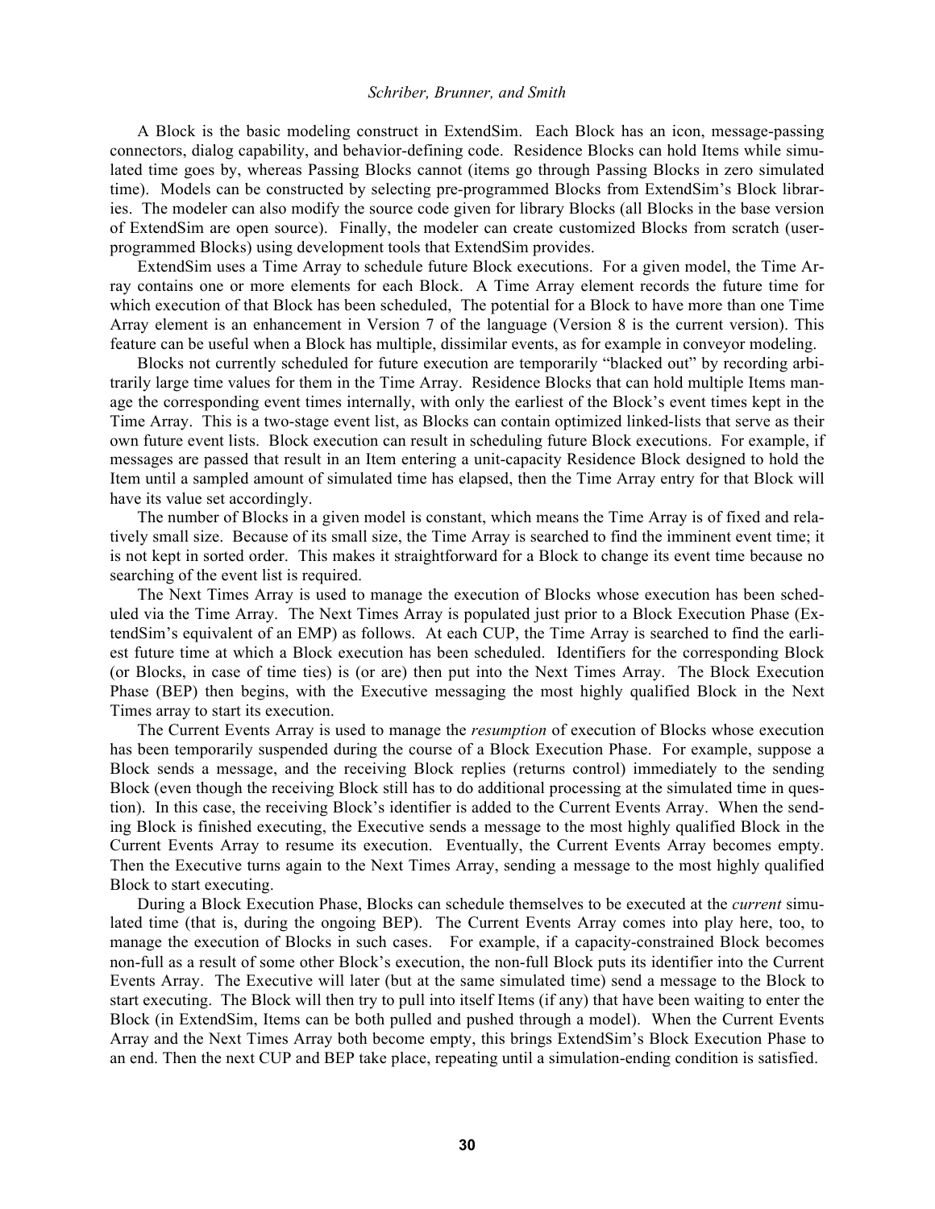A Block is the basic modeling construct in ExtendSim. Each Block has an icon, message-passing connectors, dialog capability, and behavior-defining code. Residence Blocks can hold Items while simulated time goes by, whereas Passing Blocks cannot (items go through Passing Blocks in zero simulated time). Models can be constructed by selecting pre-programmed Blocks from ExtendSim's Block libraries. The modeler can also modify the source code given for library Blocks (all Blocks in the base version of ExtendSim are open source). Finally, the modeler can create customized Blocks from scratch (user-programmed Blocks) using development tools that ExtendSim provides.

ExtendSim uses a Time Array to schedule future Block executions. For a given model, the Time Array contains one or more elements for each Block. A Time Array element records the future time for which execution of that Block has been scheduled, The potential for a Block to have more than one Time Array element is an enhancement in Version 7 of the language (Version 8 is the current version). This feature can be useful when a Block has multiple, dissimilar events, as for example in conveyor modeling.

Blocks not currently scheduled for future execution are temporarily "blacked out" by recording arbitrarily large time values for them in the Time Array. Residence Blocks that can hold multiple Items manage the corresponding event times internally, with only the earliest of the Block's event times kept in the Time Array. This is a two-stage event list, as Blocks can contain optimized linked-lists that serve as their own future event lists. Block execution can result in scheduling future Block executions. For example, if messages are passed that result in an Item entering a unit-capacity Residence Block designed to hold the Item until a sampled amount of simulated time has elapsed, then the Time Array entry for that Block will have its value set accordingly.

The number of Blocks in a given model is constant, which means the Time Array is of fixed and relatively small size. Because of its small size, the Time Array is searched to find the imminent event time; it is not kept in sorted order. This makes it straightforward for a Block to change its event time because no searching of the event list is required.

The Next Times Array is used to manage the execution of Blocks whose execution has been scheduled via the Time Array. The Next Times Array is populated just prior to a Block Execution Phase (ExtendSim's equivalent of an EMP) as follows. At each CUP, the Time Array is searched to find the earliest future time at which a Block execution has been scheduled. Identifiers for the corresponding Block (or Blocks, in case of time ties) is (or are) then put into the Next Times Array. The Block Execution Phase (BEP) then begins, with the Executive messaging the most highly qualified Block in the Next Times array to start its execution.

The Current Events Array is used to manage the *resumption* of execution of Blocks whose execution has been temporarily suspended during the course of a Block Execution Phase. For example, suppose a Block sends a message, and the receiving Block replies (returns control) immediately to the sending Block (even though the receiving Block still has to do additional processing at the simulated time in question). In this case, the receiving Block's identifier is added to the Current Events Array. When the sending Block is finished executing, the Executive sends a message to the most highly qualified Block in the Current Events Array to resume its execution. Eventually, the Current Events Array becomes empty. Then the Executive turns again to the Next Times Array, sending a message to the most highly qualified Block to start executing.

During a Block Execution Phase, Blocks can schedule themselves to be executed at the *current* simulated time (that is, during the ongoing BEP). The Current Events Array comes into play here, too, to manage the execution of Blocks in such cases. For example, if a capacity-constrained Block becomes non-full as a result of some other Block's execution, the non-full Block puts its identifier into the Current Events Array. The Executive will later (but at the same simulated time) send a message to the Block to start executing. The Block will then try to pull into itself Items (if any) that have been waiting to enter the Block (in ExtendSim, Items can be both pulled and pushed through a model). When the Current Events Array and the Next Times Array both become empty, this brings ExtendSim's Block Execution Phase to an end. Then the next CUP and BEP take place, repeating until a simulation-ending condition is satisfied.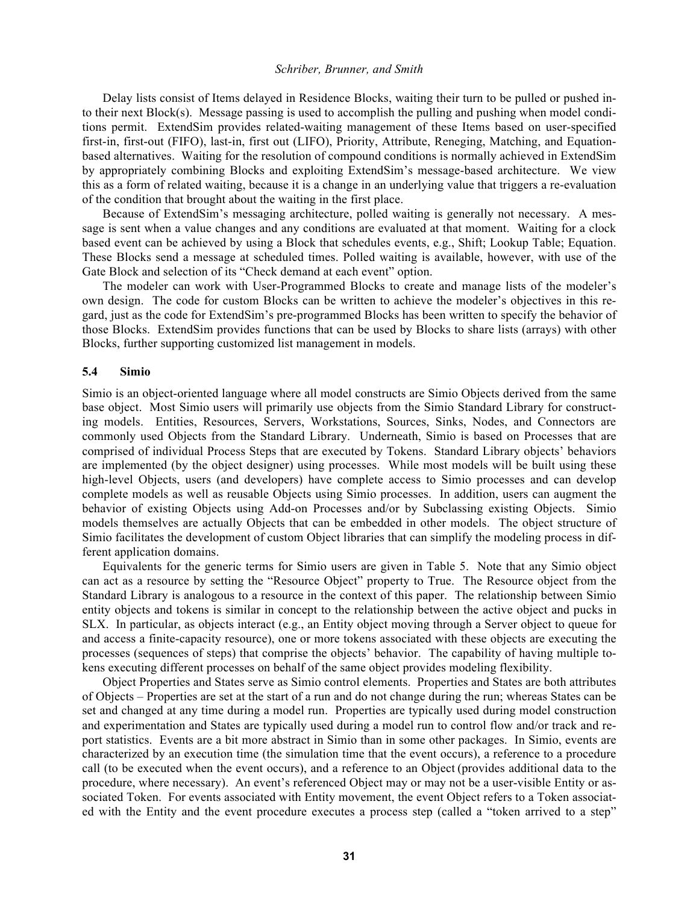Delay lists consist of Items delayed in Residence Blocks, waiting their turn to be pulled or pushed into their next Block(s). Message passing is used to accomplish the pulling and pushing when model conditions permit. ExtendSim provides related-waiting management of these Items based on user-specified first-in, first-out (FIFO), last-in, first out (LIFO), Priority, Attribute, Reneging, Matching, and Equation-based alternatives. Waiting for the resolution of compound conditions is normally achieved in ExtendSim by appropriately combining Blocks and exploiting ExtendSim's message-based architecture. We view this as a form of related waiting, because it is a change in an underlying value that triggers a re-evaluation of the condition that brought about the waiting in the first place.

Because of ExtendSim's messaging architecture, polled waiting is generally not necessary. A message is sent when a value changes and any conditions are evaluated at that moment. Waiting for a clock based event can be achieved by using a Block that schedules events, e.g., Shift; Lookup Table; Equation. These Blocks send a message at scheduled times. Polled waiting is available, however, with use of the Gate Block and selection of its "Check demand at each event" option.

The modeler can work with User-Programmed Blocks to create and manage lists of the modeler's own design. The code for custom Blocks can be written to achieve the modeler's objectives in this regard, just as the code for ExtendSim's pre-programmed Blocks has been written to specify the behavior of those Blocks. ExtendSim provides functions that can be used by Blocks to share lists (arrays) with other Blocks, further supporting customized list management in models.

### 5.4 Simio

Simio is an object-oriented language where all model constructs are Simio Objects derived from the same base object. Most Simio users will primarily use objects from the Simio Standard Library for constructing models. Entities, Resources, Servers, Workstations, Sources, Sinks, Nodes, and Connectors are commonly used Objects from the Standard Library. Underneath, Simio is based on Processes that are comprised of individual Process Steps that are executed by Tokens. Standard Library objects' behaviors are implemented (by the object designer) using processes. While most models will be built using these high-level Objects, users (and developers) have complete access to Simio processes and can develop complete models as well as reusable Objects using Simio processes. In addition, users can augment the behavior of existing Objects using Add-on Processes and/or by Subclassing existing Objects. Simio models themselves are actually Objects that can be embedded in other models. The object structure of Simio facilitates the development of custom Object libraries that can simplify the modeling process in different application domains.

Equivalents for the generic terms for Simio users are given in Table 5. Note that any Simio object can act as a resource by setting the "Resource Object" property to True. The Resource object from the Standard Library is analogous to a resource in the context of this paper. The relationship between Simio entity objects and tokens is similar in concept to the relationship between the active object and pucks in SLX. In particular, as objects interact (e.g., an Entity object moving through a Server object to queue for and access a finite-capacity resource), one or more tokens associated with these objects are executing the processes (sequences of steps) that comprise the objects' behavior. The capability of having multiple tokens executing different processes on behalf of the same object provides modeling flexibility.

Object Properties and States serve as Simio control elements. Properties and States are both attributes of Objects – Properties are set at the start of a run and do not change during the run; whereas States can be set and changed at any time during a model run. Properties are typically used during model construction and experimentation and States are typically used during a model run to control flow and/or track and report statistics. Events are a bit more abstract in Simio than in some other packages. In Simio, events are characterized by an execution time (the simulation time that the event occurs), a reference to a procedure call (to be executed when the event occurs), and a reference to an Object (provides additional data to the procedure, where necessary). An event's referenced Object may or may not be a user-visible Entity or associated Token. For events associated with Entity movement, the event Object refers to a Token associated with the Entity and the event procedure executes a process step (called a "token arrived to a step"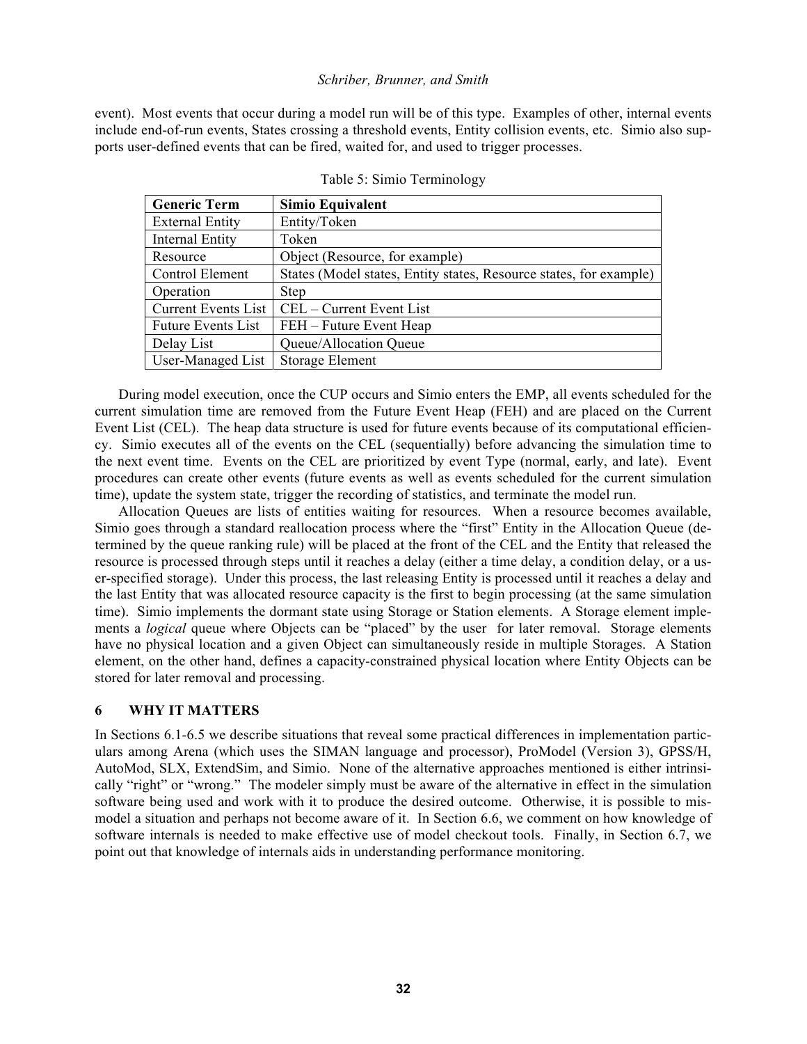event). Most events that occur during a model run will be of this type. Examples of other, internal events include end-of-run events, States crossing a threshold events, Entity collision events, etc. Simio also supports user-defined events that can be fired, waited for, and used to trigger processes.

Table 5: Simio Terminology

| Generic Term | Simio Equivalent |
|---|---|
| External Entity | Entity/Token |
| Internal Entity | Token |
| Resource | Object (Resource, for example) |
| Control Element | States (Model states, Entity states, Resource states, for example) |
| Operation | Step |
| Current Events List | CEL – Current Event List |
| Future Events List | FEH – Future Event Heap |
| Delay List | Queue/Allocation Queue |
| User-Managed List | Storage Element |

During model execution, once the CUP occurs and Simio enters the EMP, all events scheduled for the current simulation time are removed from the Future Event Heap (FEH) and are placed on the Current Event List (CEL). The heap data structure is used for future events because of its computational efficiency. Simio executes all of the events on the CEL (sequentially) before advancing the simulation time to the next event time. Events on the CEL are prioritized by event Type (normal, early, and late). Event procedures can create other events (future events as well as events scheduled for the current simulation time), update the system state, trigger the recording of statistics, and terminate the model run.

Allocation Queues are lists of entities waiting for resources. When a resource becomes available, Simio goes through a standard reallocation process where the "first" Entity in the Allocation Queue (determined by the queue ranking rule) will be placed at the front of the CEL and the Entity that released the resource is processed through steps until it reaches a delay (either a time delay, a condition delay, or a user-specified storage). Under this process, the last releasing Entity is processed until it reaches a delay and the last Entity that was allocated resource capacity is the first to begin processing (at the same simulation time). Simio implements the dormant state using Storage or Station elements. A Storage element implements a *logical* queue where Objects can be "placed" by the user for later removal. Storage elements have no physical location and a given Object can simultaneously reside in multiple Storages. A Station element, on the other hand, defines a capacity-constrained physical location where Entity Objects can be stored for later removal and processing.

## 6 WHY IT MATTERS

In Sections 6.1-6.5 we describe situations that reveal some practical differences in implementation particulars among Arena (which uses the SIMAN language and processor), ProModel (Version 3), GPSS/H, AutoMod, SLX, ExtendSim, and Simio. None of the alternative approaches mentioned is either intrinsically "right" or "wrong." The modeler simply must be aware of the alternative in effect in the simulation software being used and work with it to produce the desired outcome. Otherwise, it is possible to mismodel a situation and perhaps not become aware of it. In Section 6.6, we comment on how knowledge of software internals is needed to make effective use of model checkout tools. Finally, in Section 6.7, we point out that knowledge of internals aids in understanding performance monitoring.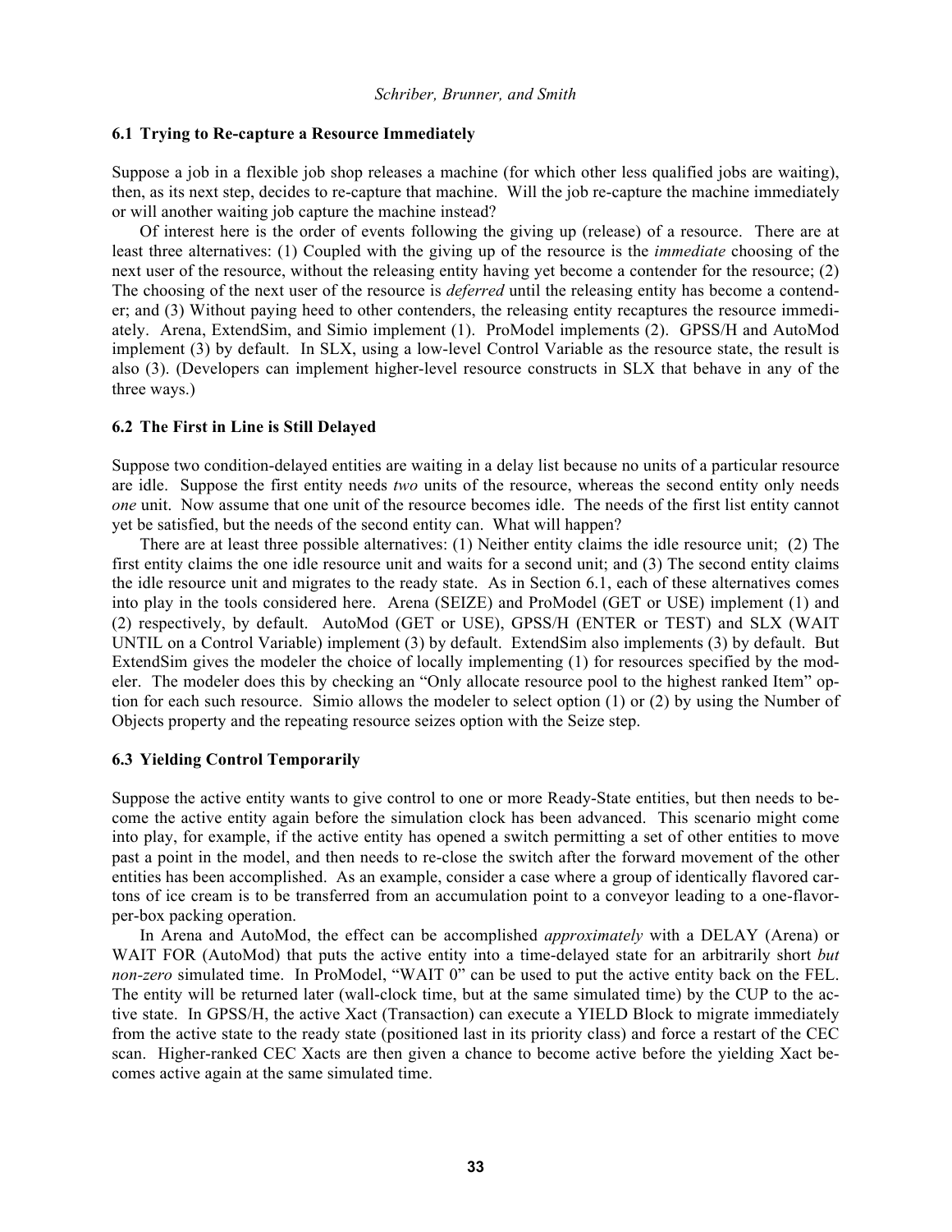### 6.1 Trying to Re-capture a Resource Immediately

Suppose a job in a flexible job shop releases a machine (for which other less qualified jobs are waiting), then, as its next step, decides to re-capture that machine. Will the job re-capture the machine immediately or will another waiting job capture the machine instead?

Of interest here is the order of events following the giving up (release) of a resource. There are at least three alternatives: (1) Coupled with the giving up of the resource is the *immediate* choosing of the next user of the resource, without the releasing entity having yet become a contender for the resource; (2) The choosing of the next user of the resource is *deferred* until the releasing entity has become a contender; and (3) Without paying heed to other contenders, the releasing entity recaptures the resource immediately. Arena, ExtendSim, and Simio implement (1). ProModel implements (2). GPSS/H and AutoMod implement (3) by default. In SLX, using a low-level Control Variable as the resource state, the result is also (3). (Developers can implement higher-level resource constructs in SLX that behave in any of the three ways.)

### 6.2 The First in Line is Still Delayed

Suppose two condition-delayed entities are waiting in a delay list because no units of a particular resource are idle. Suppose the first entity needs *two* units of the resource, whereas the second entity only needs *one* unit. Now assume that one unit of the resource becomes idle. The needs of the first list entity cannot yet be satisfied, but the needs of the second entity can. What will happen?

There are at least three possible alternatives: (1) Neither entity claims the idle resource unit; (2) The first entity claims the one idle resource unit and waits for a second unit; and (3) The second entity claims the idle resource unit and migrates to the ready state. As in Section 6.1, each of these alternatives comes into play in the tools considered here. Arena (SEIZE) and ProModel (GET or USE) implement (1) and (2) respectively, by default. AutoMod (GET or USE), GPSS/H (ENTER or TEST) and SLX (WAIT UNTIL on a Control Variable) implement (3) by default. ExtendSim also implements (3) by default. But ExtendSim gives the modeler the choice of locally implementing (1) for resources specified by the modeler. The modeler does this by checking an "Only allocate resource pool to the highest ranked Item" option for each such resource. Simio allows the modeler to select option (1) or (2) by using the Number of Objects property and the repeating resource seizes option with the Seize step.

### 6.3 Yielding Control Temporarily

Suppose the active entity wants to give control to one or more Ready-State entities, but then needs to become the active entity again before the simulation clock has been advanced. This scenario might come into play, for example, if the active entity has opened a switch permitting a set of other entities to move past a point in the model, and then needs to re-close the switch after the forward movement of the other entities has been accomplished. As an example, consider a case where a group of identically flavored cartons of ice cream is to be transferred from an accumulation point to a conveyor leading to a one-flavor-per-box packing operation.

In Arena and AutoMod, the effect can be accomplished *approximately* with a DELAY (Arena) or WAIT FOR (AutoMod) that puts the active entity into a time-delayed state for an arbitrarily short *but non-zero* simulated time. In ProModel, "WAIT 0" can be used to put the active entity back on the FEL. The entity will be returned later (wall-clock time, but at the same simulated time) by the CUP to the active state. In GPSS/H, the active Xact (Transaction) can execute a YIELD Block to migrate immediately from the active state to the ready state (positioned last in its priority class) and force a restart of the CEC scan. Higher-ranked CEC Xacts are then given a chance to become active before the yielding Xact becomes active again at the same simulated time.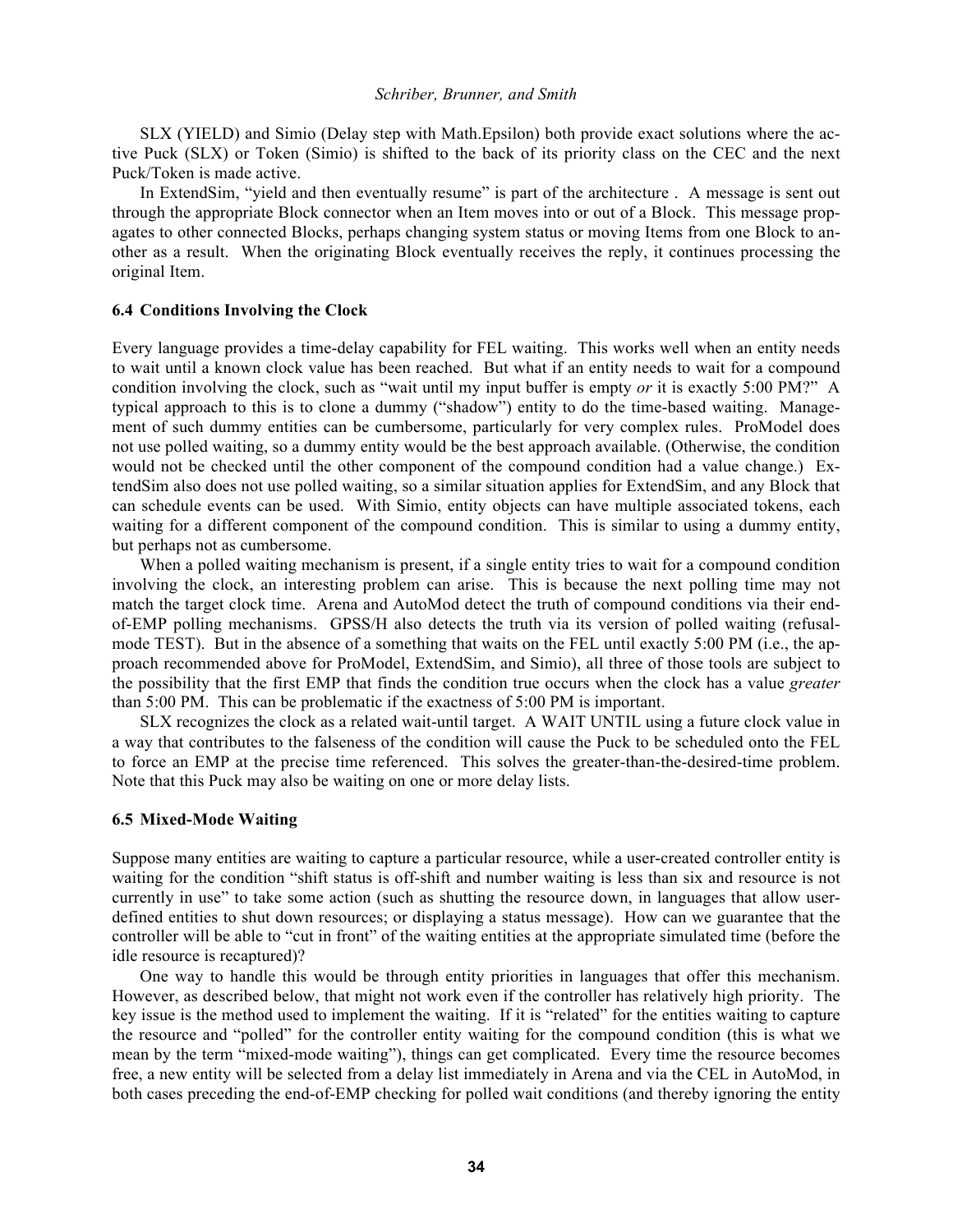SLX (YIELD) and Simio (Delay step with Math.Epsilon) both provide exact solutions where the active Puck (SLX) or Token (Simio) is shifted to the back of its priority class on the CEC and the next Puck/Token is made active.

In ExtendSim, "yield and then eventually resume" is part of the architecture . A message is sent out through the appropriate Block connector when an Item moves into or out of a Block. This message propagates to other connected Blocks, perhaps changing system status or moving Items from one Block to another as a result. When the originating Block eventually receives the reply, it continues processing the original Item.

### 6.4 Conditions Involving the Clock

Every language provides a time-delay capability for FEL waiting. This works well when an entity needs to wait until a known clock value has been reached. But what if an entity needs to wait for a compound condition involving the clock, such as "wait until my input buffer is empty *or* it is exactly 5:00 PM?" A typical approach to this is to clone a dummy ("shadow") entity to do the time-based waiting. Management of such dummy entities can be cumbersome, particularly for very complex rules. ProModel does not use polled waiting, so a dummy entity would be the best approach available. (Otherwise, the condition would not be checked until the other component of the compound condition had a value change.) ExtendSim also does not use polled waiting, so a similar situation applies for ExtendSim, and any Block that can schedule events can be used. With Simio, entity objects can have multiple associated tokens, each waiting for a different component of the compound condition. This is similar to using a dummy entity, but perhaps not as cumbersome.

When a polled waiting mechanism is present, if a single entity tries to wait for a compound condition involving the clock, an interesting problem can arise. This is because the next polling time may not match the target clock time. Arena and AutoMod detect the truth of compound conditions via their end-of-EMP polling mechanisms. GPSS/H also detects the truth via its version of polled waiting (refusal-mode TEST). But in the absence of a something that waits on the FEL until exactly 5:00 PM (i.e., the approach recommended above for ProModel, ExtendSim, and Simio), all three of those tools are subject to the possibility that the first EMP that finds the condition true occurs when the clock has a value *greater* than 5:00 PM. This can be problematic if the exactness of 5:00 PM is important.

SLX recognizes the clock as a related wait-until target. A WAIT UNTIL using a future clock value in a way that contributes to the falseness of the condition will cause the Puck to be scheduled onto the FEL to force an EMP at the precise time referenced. This solves the greater-than-the-desired-time problem. Note that this Puck may also be waiting on one or more delay lists.

### 6.5 Mixed-Mode Waiting

Suppose many entities are waiting to capture a particular resource, while a user-created controller entity is waiting for the condition "shift status is off-shift and number waiting is less than six and resource is not currently in use" to take some action (such as shutting the resource down, in languages that allow user-defined entities to shut down resources; or displaying a status message). How can we guarantee that the controller will be able to "cut in front" of the waiting entities at the appropriate simulated time (before the idle resource is recaptured)?

One way to handle this would be through entity priorities in languages that offer this mechanism. However, as described below, that might not work even if the controller has relatively high priority. The key issue is the method used to implement the waiting. If it is "related" for the entities waiting to capture the resource and "polled" for the controller entity waiting for the compound condition (this is what we mean by the term "mixed-mode waiting"), things can get complicated. Every time the resource becomes free, a new entity will be selected from a delay list immediately in Arena and via the CEL in AutoMod, in both cases preceding the end-of-EMP checking for polled wait conditions (and thereby ignoring the entity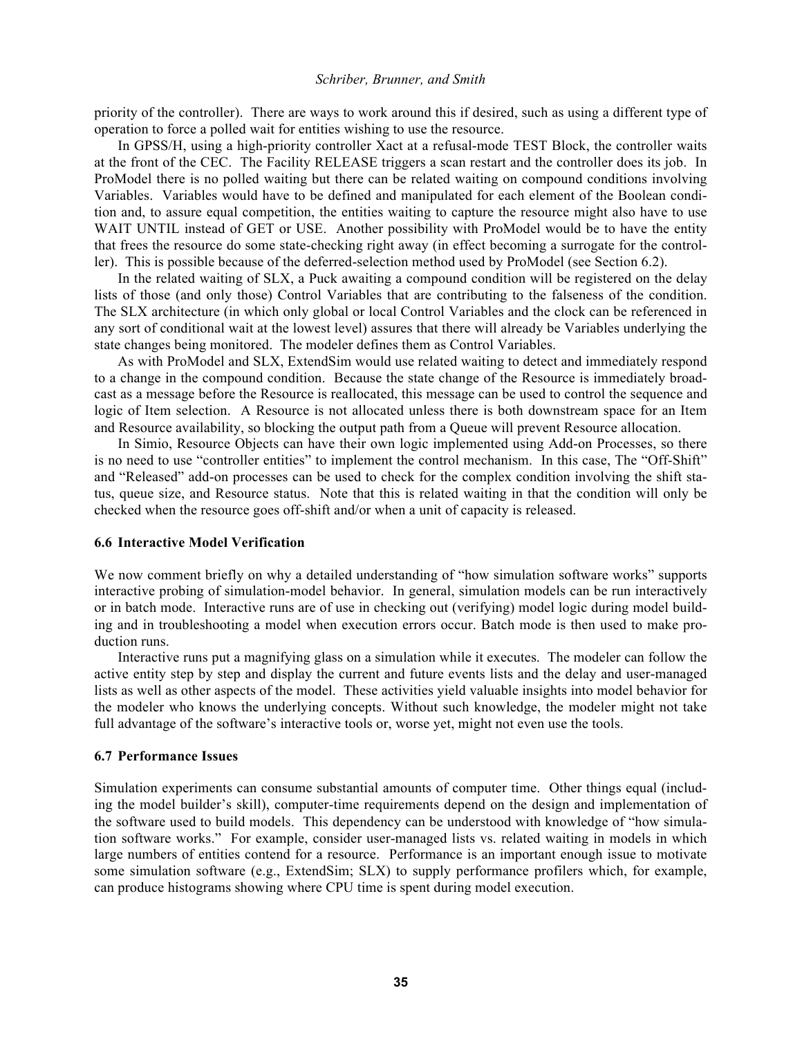priority of the controller). There are ways to work around this if desired, such as using a different type of operation to force a polled wait for entities wishing to use the resource.

In GPSS/H, using a high-priority controller Xact at a refusal-mode TEST Block, the controller waits at the front of the CEC. The Facility RELEASE triggers a scan restart and the controller does its job. In ProModel there is no polled waiting but there can be related waiting on compound conditions involving Variables. Variables would have to be defined and manipulated for each element of the Boolean condition and, to assure equal competition, the entities waiting to capture the resource might also have to use WAIT UNTIL instead of GET or USE. Another possibility with ProModel would be to have the entity that frees the resource do some state-checking right away (in effect becoming a surrogate for the controller). This is possible because of the deferred-selection method used by ProModel (see Section 6.2).

In the related waiting of SLX, a Puck awaiting a compound condition will be registered on the delay lists of those (and only those) Control Variables that are contributing to the falseness of the condition. The SLX architecture (in which only global or local Control Variables and the clock can be referenced in any sort of conditional wait at the lowest level) assures that there will already be Variables underlying the state changes being monitored. The modeler defines them as Control Variables.

As with ProModel and SLX, ExtendSim would use related waiting to detect and immediately respond to a change in the compound condition. Because the state change of the Resource is immediately broadcast as a message before the Resource is reallocated, this message can be used to control the sequence and logic of Item selection. A Resource is not allocated unless there is both downstream space for an Item and Resource availability, so blocking the output path from a Queue will prevent Resource allocation.

In Simio, Resource Objects can have their own logic implemented using Add-on Processes, so there is no need to use "controller entities" to implement the control mechanism. In this case, The "Off-Shift" and "Released" add-on processes can be used to check for the complex condition involving the shift status, queue size, and Resource status. Note that this is related waiting in that the condition will only be checked when the resource goes off-shift and/or when a unit of capacity is released.

### 6.6 Interactive Model Verification

We now comment briefly on why a detailed understanding of "how simulation software works" supports interactive probing of simulation-model behavior. In general, simulation models can be run interactively or in batch mode. Interactive runs are of use in checking out (verifying) model logic during model building and in troubleshooting a model when execution errors occur. Batch mode is then used to make production runs.

Interactive runs put a magnifying glass on a simulation while it executes. The modeler can follow the active entity step by step and display the current and future events lists and the delay and user-managed lists as well as other aspects of the model. These activities yield valuable insights into model behavior for the modeler who knows the underlying concepts. Without such knowledge, the modeler might not take full advantage of the software's interactive tools or, worse yet, might not even use the tools.

### 6.7 Performance Issues

Simulation experiments can consume substantial amounts of computer time. Other things equal (including the model builder's skill), computer-time requirements depend on the design and implementation of the software used to build models. This dependency can be understood with knowledge of "how simulation software works." For example, consider user-managed lists vs. related waiting in models in which large numbers of entities contend for a resource. Performance is an important enough issue to motivate some simulation software (e.g., ExtendSim; SLX) to supply performance profilers which, for example, can produce histograms showing where CPU time is spent during model execution.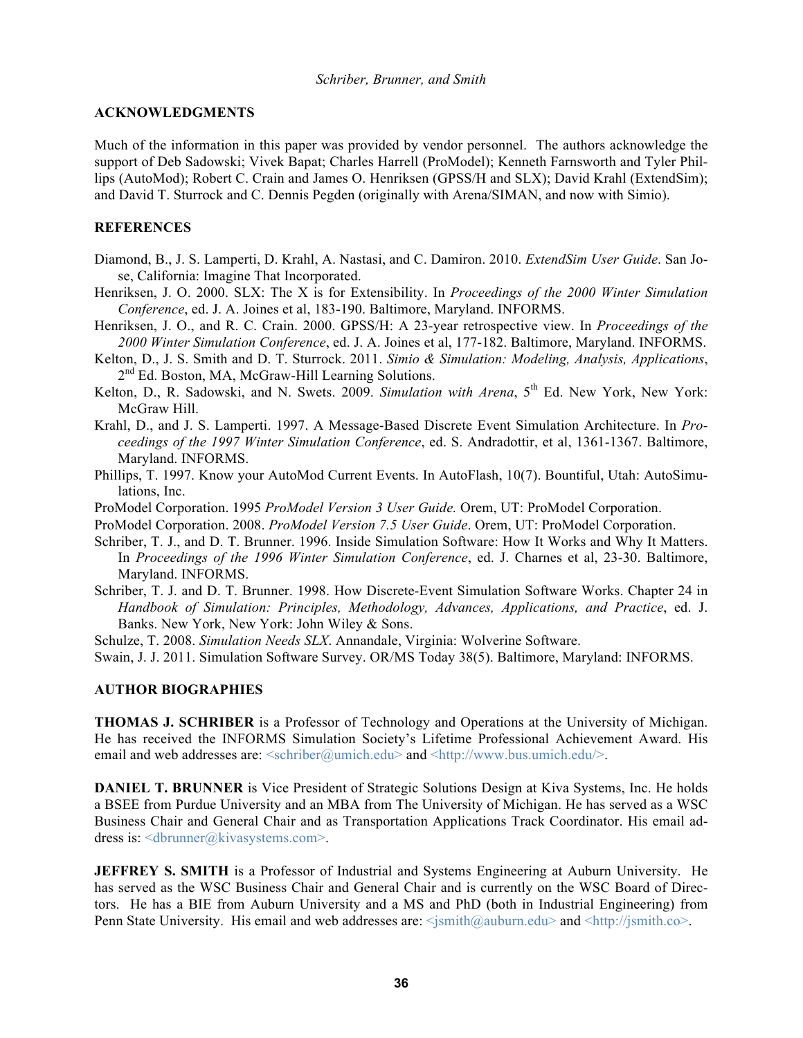## ACKNOWLEDGMENTS

Much of the information in this paper was provided by vendor personnel. The authors acknowledge the support of Deb Sadowski; Vivek Bapat; Charles Harrell (ProModel); Kenneth Farnsworth and Tyler Phillips (AutoMod); Robert C. Crain and James O. Henriksen (GPSS/H and SLX); David Krahl (ExtendSim); and David T. Sturrock and C. Dennis Pegden (originally with Arena/SIMAN, and now with Simio).

## REFERENCES

Diamond, B., J. S. Lamperti, D. Krahl, A. Nastasi, and C. Damiron. 2010. *ExtendSim User Guide*. San Jose, California: Imagine That Incorporated.

Henriksen, J. O. 2000. SLX: The X is for Extensibility. In *Proceedings of the 2000 Winter Simulation Conference*, ed. J. A. Joines et al, 183-190. Baltimore, Maryland. INFORMS.

Henriksen, J. O., and R. C. Crain. 2000. GPSS/H: A 23-year retrospective view. In *Proceedings of the 2000 Winter Simulation Conference*, ed. J. A. Joines et al, 177-182. Baltimore, Maryland. INFORMS.

Kelton, D., J. S. Smith and D. T. Sturrock. 2011. *Simio & Simulation: Modeling, Analysis, Applications*, 2nd Ed. Boston, MA, McGraw-Hill Learning Solutions.

Kelton, D., R. Sadowski, and N. Swets. 2009. *Simulation with Arena*, 5th Ed. New York, New York: McGraw Hill.

Krahl, D., and J. S. Lamperti. 1997. A Message-Based Discrete Event Simulation Architecture. In *Proceedings of the 1997 Winter Simulation Conference*, ed. S. Andradottir, et al, 1361-1367. Baltimore, Maryland. INFORMS.

Phillips, T. 1997. Know your AutoMod Current Events. In AutoFlash, 10(7). Bountiful, Utah: AutoSimulations, Inc.

ProModel Corporation. 1995 *ProModel Version 3 User Guide.* Orem, UT: ProModel Corporation.

ProModel Corporation. 2008. *ProModel Version 7.5 User Guide*. Orem, UT: ProModel Corporation.

Schriber, T. J., and D. T. Brunner. 1996. Inside Simulation Software: How It Works and Why It Matters. In *Proceedings of the 1996 Winter Simulation Conference*, ed. J. Charnes et al, 23-30. Baltimore, Maryland. INFORMS.

Schriber, T. J. and D. T. Brunner. 1998. How Discrete-Event Simulation Software Works. Chapter 24 in *Handbook of Simulation: Principles, Methodology, Advances, Applications, and Practice*, ed. J. Banks. New York, New York: John Wiley & Sons.

Schulze, T. 2008. *Simulation Needs SLX*. Annandale, Virginia: Wolverine Software.

Swain, J. J. 2011. Simulation Software Survey. OR/MS Today 38(5). Baltimore, Maryland: INFORMS.

## AUTHOR BIOGRAPHIES

**THOMAS J. SCHRIBER** is a Professor of Technology and Operations at the University of Michigan. He has received the INFORMS Simulation Society's Lifetime Professional Achievement Award. His email and web addresses are: <schriber@umich.edu> and <http://www.bus.umich.edu/>.

**DANIEL T. BRUNNER** is Vice President of Strategic Solutions Design at Kiva Systems, Inc. He holds a BSEE from Purdue University and an MBA from The University of Michigan. He has served as a WSC Business Chair and General Chair and as Transportation Applications Track Coordinator. His email address is: <dbrunner@kivasystems.com>.

**JEFFREY S. SMITH** is a Professor of Industrial and Systems Engineering at Auburn University. He has served as the WSC Business Chair and General Chair and is currently on the WSC Board of Directors. He has a BIE from Auburn University and a MS and PhD (both in Industrial Engineering) from Penn State University. His email and web addresses are: <jsmith@auburn.edu> and <http://jsmith.co>.